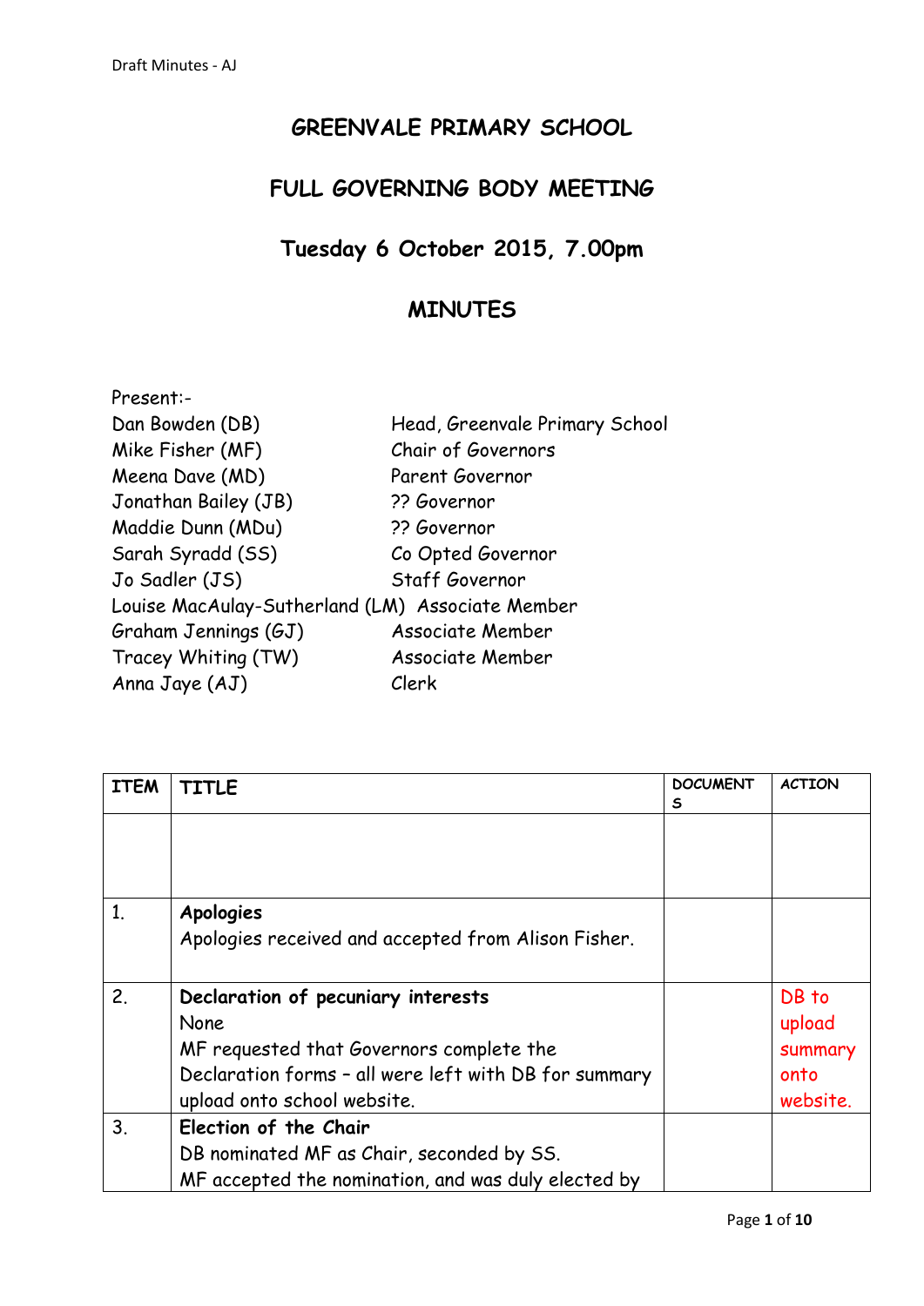# GREENVALE PRIMARY SCHOOL

## FULL GOVERNING BODY MEETING

## Tuesday 6 October 2015, 7.00pm

## MINUTES

Present:-

| | |
|---|---|
| Dan Bowden (DB) | Head, Greenvale Primary School |
| Mike Fisher (MF) | Chair of Governors |
| Meena Dave (MD) | Parent Governor |
| Jonathan Bailey (JB) | ?? Governor |
| Maddie Dunn (MDu) | ?? Governor |
| Sarah Syradd (SS) | Co Opted Governor |
| Jo Sadler (JS) | Staff Governor |
| Louise MacAulay-Sutherland (LM) | Associate Member |
| Graham Jennings (GJ) | Associate Member |
| Tracey Whiting (TW) | Associate Member |
| Anna Jaye (AJ) | Clerk |

| ITEM | TITLE | DOCUMENTS | ACTION |
|---|---|---|---|
| | | | |
| 1. | **Apologies**<br>Apologies received and accepted from Alison Fisher. | | |
| 2. | **Declaration of pecuniary interests**<br>None<br>MF requested that Governors complete the Declaration forms – all were left with DB for summary upload onto school website. | | DB to upload summary onto website. |
| 3. | **Election of the Chair**<br>DB nominated MF as Chair, seconded by SS.<br>MF accepted the nomination, and was duly elected by | | |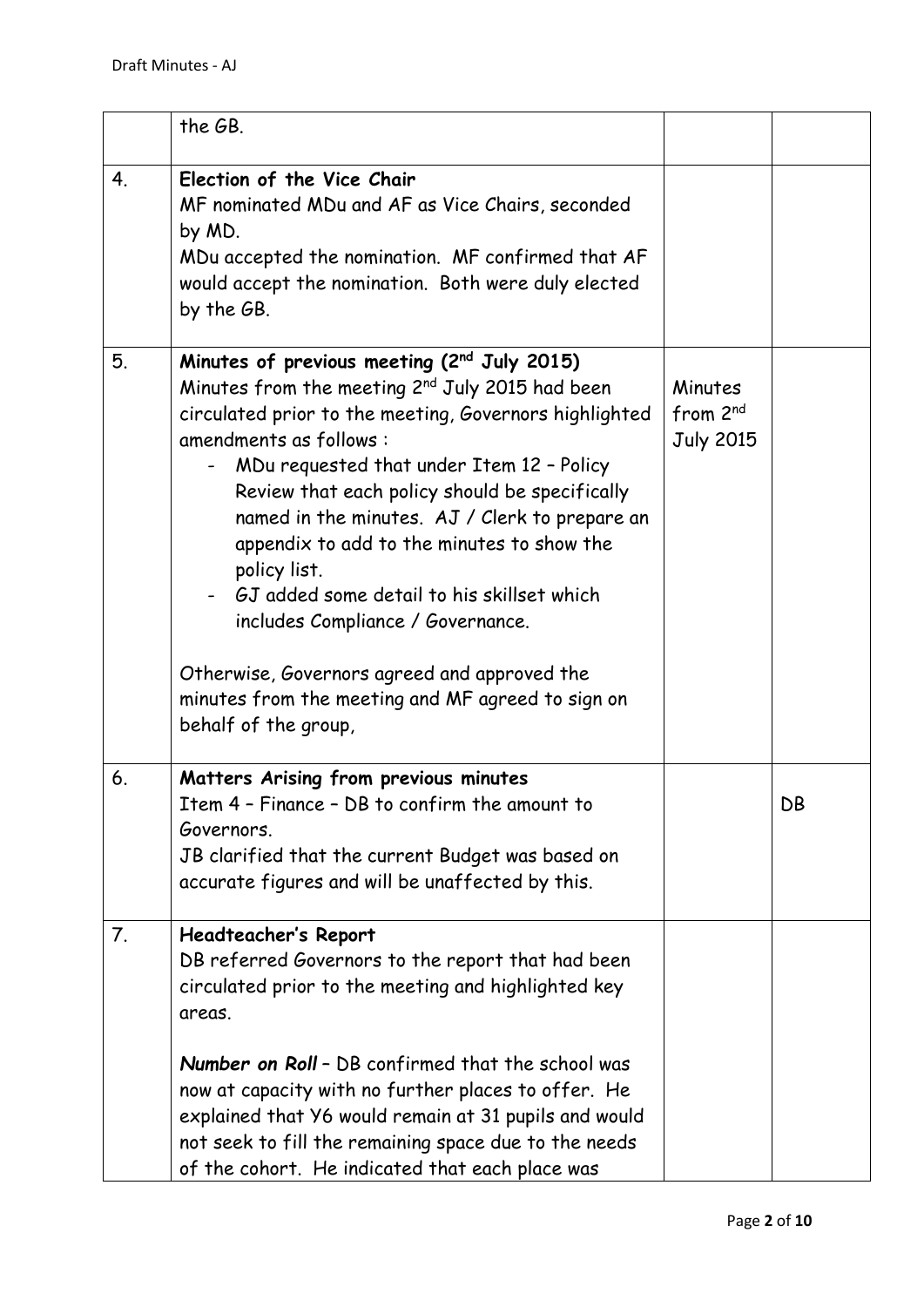| | | | |
|---|---|---|---|
| | the GB. | | |
| 4. | **Election of the Vice Chair**<br>MF nominated MDu and AF as Vice Chairs, seconded by MD.<br>MDu accepted the nomination. MF confirmed that AF would accept the nomination. Both were duly elected by the GB. | | |
| 5. | **Minutes of previous meeting (2nd July 2015)**<br>Minutes from the meeting 2nd July 2015 had been circulated prior to the meeting, Governors highlighted amendments as follows :<br>- MDu requested that under Item 12 – Policy Review that each policy should be specifically named in the minutes. AJ / Clerk to prepare an appendix to add to the minutes to show the policy list.<br>- GJ added some detail to his skillset which includes Compliance / Governance.<br><br>Otherwise, Governors agreed and approved the minutes from the meeting and MF agreed to sign on behalf of the group, | Minutes from 2nd July 2015 | |
| 6. | **Matters Arising from previous minutes**<br>Item 4 – Finance – DB to confirm the amount to Governors.<br>JB clarified that the current Budget was based on accurate figures and will be unaffected by this. | | DB |
| 7. | **Headteacher's Report**<br>DB referred Governors to the report that had been circulated prior to the meeting and highlighted key areas.<br><br>***Number on Roll*** – DB confirmed that the school was now at capacity with no further places to offer. He explained that Y6 would remain at 31 pupils and would not seek to fill the remaining space due to the needs of the cohort. He indicated that each place was | | |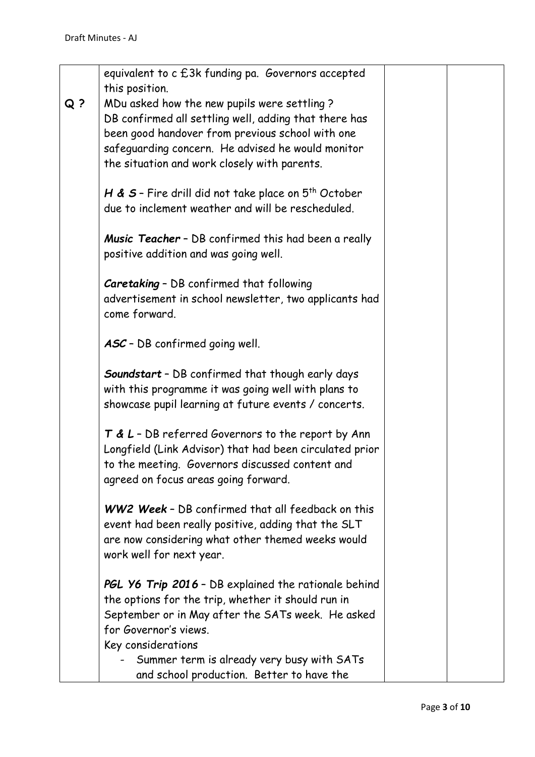| | | | |
|---|---|---|---|
| **Q ?** | equivalent to c £3k funding pa. Governors accepted this position.<br>MDu asked how the new pupils were settling ?<br>DB confirmed all settling well, adding that there has been good handover from previous school with one safeguarding concern. He advised he would monitor the situation and work closely with parents.<br><br>***H & S*** – Fire drill did not take place on 5th October due to inclement weather and will be rescheduled.<br><br>***Music Teacher*** – DB confirmed this had been a really positive addition and was going well.<br><br>***Caretaking*** – DB confirmed that following advertisement in school newsletter, two applicants had come forward.<br><br>***ASC*** – DB confirmed going well.<br><br>***Soundstart*** – DB confirmed that though early days with this programme it was going well with plans to showcase pupil learning at future events / concerts.<br><br>***T & L*** – DB referred Governors to the report by Ann Longfield (Link Advisor) that had been circulated prior to the meeting. Governors discussed content and agreed on focus areas going forward.<br><br>***WW2 Week*** – DB confirmed that all feedback on this event had been really positive, adding that the SLT are now considering what other themed weeks would work well for next year.<br><br>***PGL Y6 Trip 2016*** – DB explained the rationale behind the options for the trip, whether it should run in September or in May after the SATs week. He asked for Governor's views.<br>Key considerations<br>- Summer term is already very busy with SATs and school production. Better to have the | | |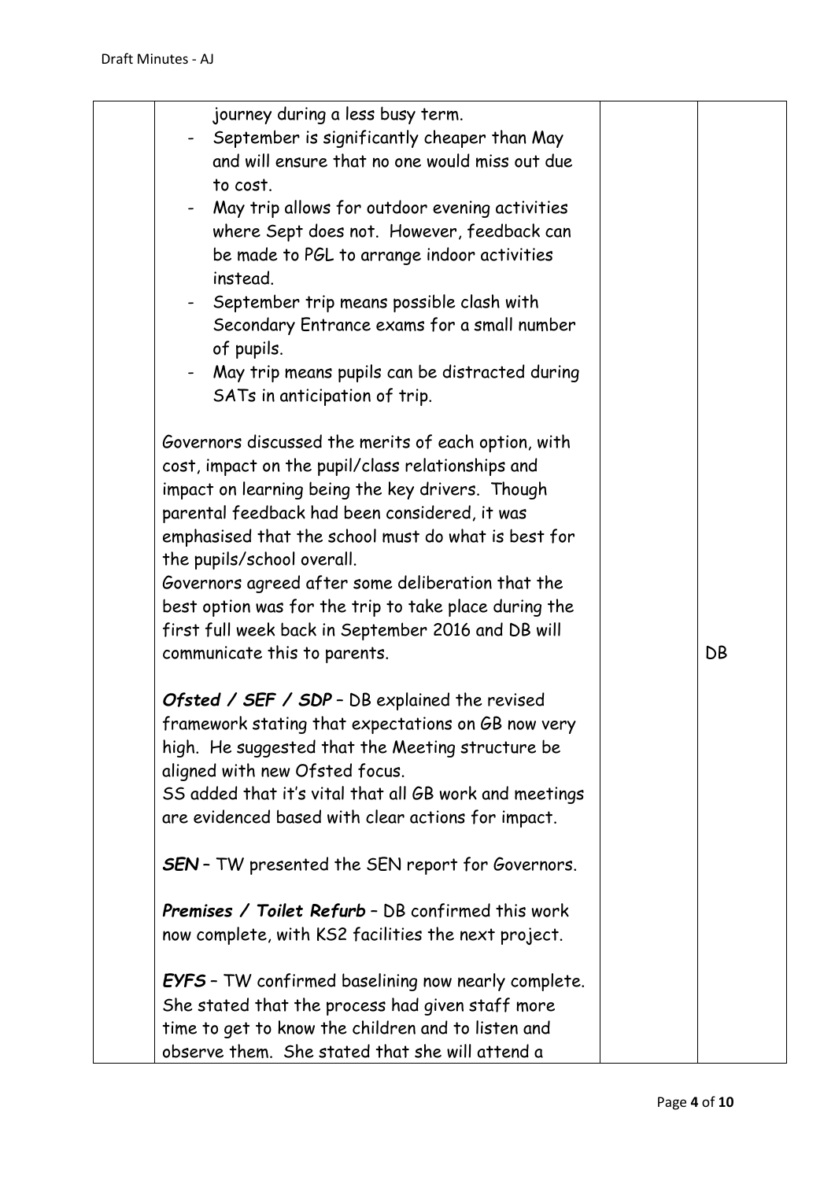| | | | |
|---|---|---|---|
| | journey during a less busy term.<br>- September is significantly cheaper than May and will ensure that no one would miss out due to cost.<br>- May trip allows for outdoor evening activities where Sept does not. However, feedback can be made to PGL to arrange indoor activities instead.<br>- September trip means possible clash with Secondary Entrance exams for a small number of pupils.<br>- May trip means pupils can be distracted during SATs in anticipation of trip.<br><br>Governors discussed the merits of each option, with cost, impact on the pupil/class relationships and impact on learning being the key drivers. Though parental feedback had been considered, it was emphasised that the school must do what is best for the pupils/school overall.<br>Governors agreed after some deliberation that the best option was for the trip to take place during the first full week back in September 2016 and DB will communicate this to parents.<br><br>***Ofsted / SEF / SDP*** – DB explained the revised framework stating that expectations on GB now very high. He suggested that the Meeting structure be aligned with new Ofsted focus.<br>SS added that it's vital that all GB work and meetings are evidenced based with clear actions for impact.<br><br>***SEN*** – TW presented the SEN report for Governors.<br><br>***Premises / Toilet Refurb*** – DB confirmed this work now complete, with KS2 facilities the next project.<br><br>***EYFS*** – TW confirmed baselining now nearly complete. She stated that the process had given staff more time to get to know the children and to listen and observe them. She stated that she will attend a | | DB |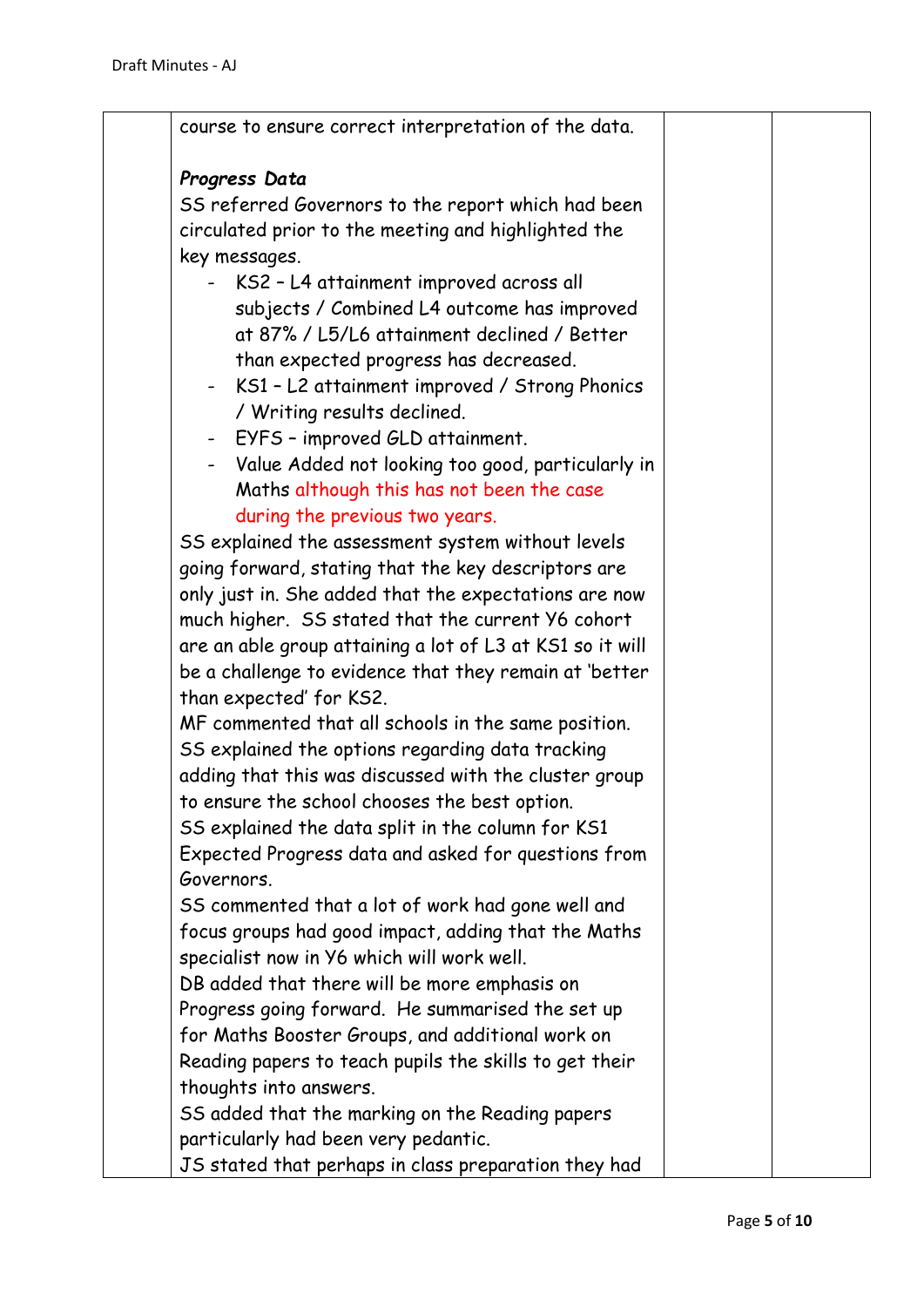course to ensure correct interpretation of the data.

***Progress Data***

SS referred Governors to the report which had been circulated prior to the meeting and highlighted the key messages.

- KS2 – L4 attainment improved across all subjects / Combined L4 outcome has improved at 87% / L5/L6 attainment declined / Better than expected progress has decreased.
- KS1 – L2 attainment improved / Strong Phonics / Writing results declined.
- EYFS – improved GLD attainment.
- Value Added not looking too good, particularly in Maths although this has not been the case during the previous two years.

SS explained the assessment system without levels going forward, stating that the key descriptors are only just in. She added that the expectations are now much higher. SS stated that the current Y6 cohort are an able group attaining a lot of L3 at KS1 so it will be a challenge to evidence that they remain at 'better than expected' for KS2.

MF commented that all schools in the same position.

SS explained the options regarding data tracking adding that this was discussed with the cluster group to ensure the school chooses the best option.

SS explained the data split in the column for KS1 Expected Progress data and asked for questions from Governors.

SS commented that a lot of work had gone well and focus groups had good impact, adding that the Maths specialist now in Y6 which will work well.

DB added that there will be more emphasis on Progress going forward. He summarised the set up for Maths Booster Groups, and additional work on Reading papers to teach pupils the skills to get their thoughts into answers.

SS added that the marking on the Reading papers particularly had been very pedantic.

JS stated that perhaps in class preparation they had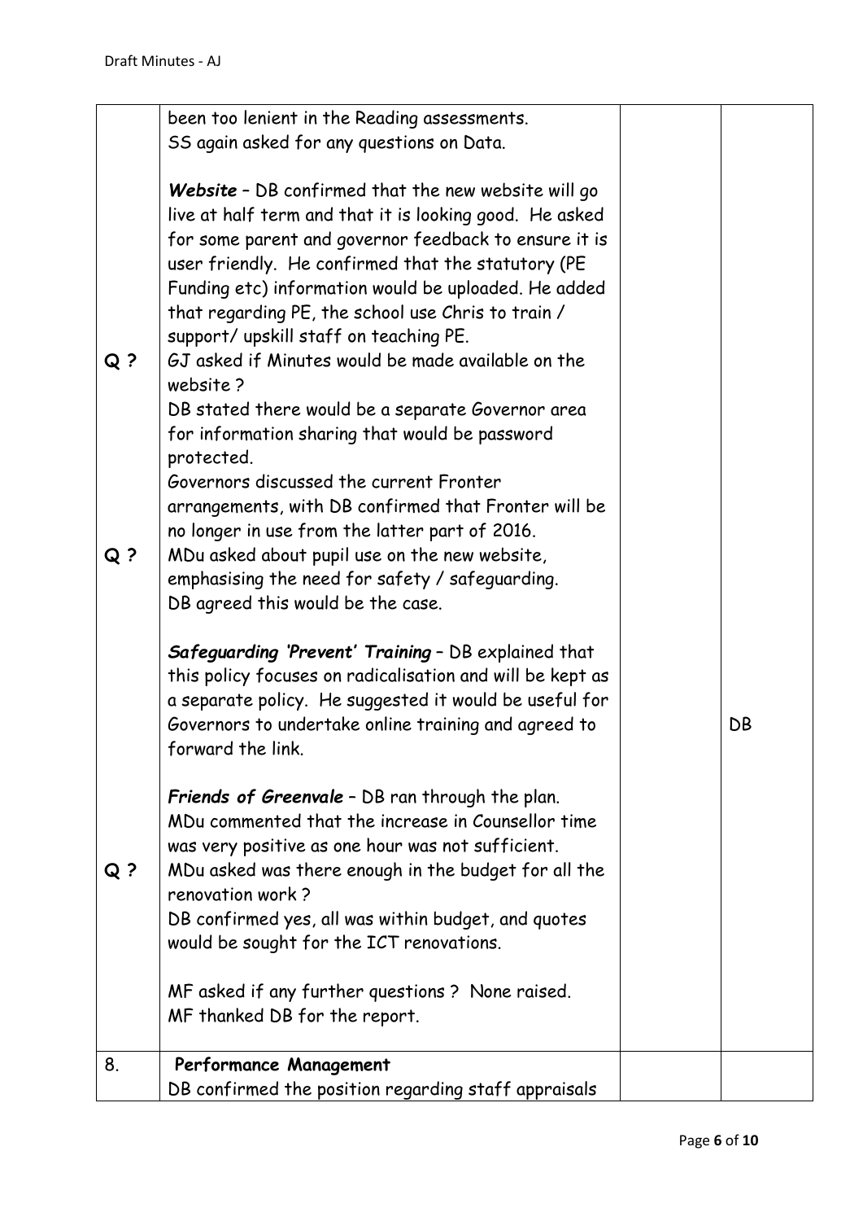Draft Minutes - AJ

| | | | |
|---|---|---|---|
| | been too lenient in the Reading assessments.<br>SS again asked for any questions on Data. | | |
| | ***Website*** – DB confirmed that the new website will go live at half term and that it is looking good. He asked for some parent and governor feedback to ensure it is user friendly. He confirmed that the statutory (PE Funding etc) information would be uploaded. He added that regarding PE, the school use Chris to train / support/ upskill staff on teaching PE. | | |
| **Q ?** | GJ asked if Minutes would be made available on the website ?<br>DB stated there would be a separate Governor area for information sharing that would be password protected.<br>Governors discussed the current Fronter arrangements, with DB confirmed that Fronter will be no longer in use from the latter part of 2016. | | |
| **Q ?** | MDu asked about pupil use on the new website, emphasising the need for safety / safeguarding.<br>DB agreed this would be the case. | | |
| | ***Safeguarding 'Prevent' Training*** – DB explained that this policy focuses on radicalisation and will be kept as a separate policy. He suggested it would be useful for Governors to undertake online training and agreed to forward the link. | | DB |
| | ***Friends of Greenvale*** – DB ran through the plan.<br>MDu commented that the increase in Counsellor time was very positive as one hour was not sufficient. | | |
| **Q ?** | MDu asked was there enough in the budget for all the renovation work ?<br>DB confirmed yes, all was within budget, and quotes would be sought for the ICT renovations.<br><br>MF asked if any further questions ? None raised.<br>MF thanked DB for the report. | | |
| 8. | **Performance Management**<br>DB confirmed the position regarding staff appraisals | | |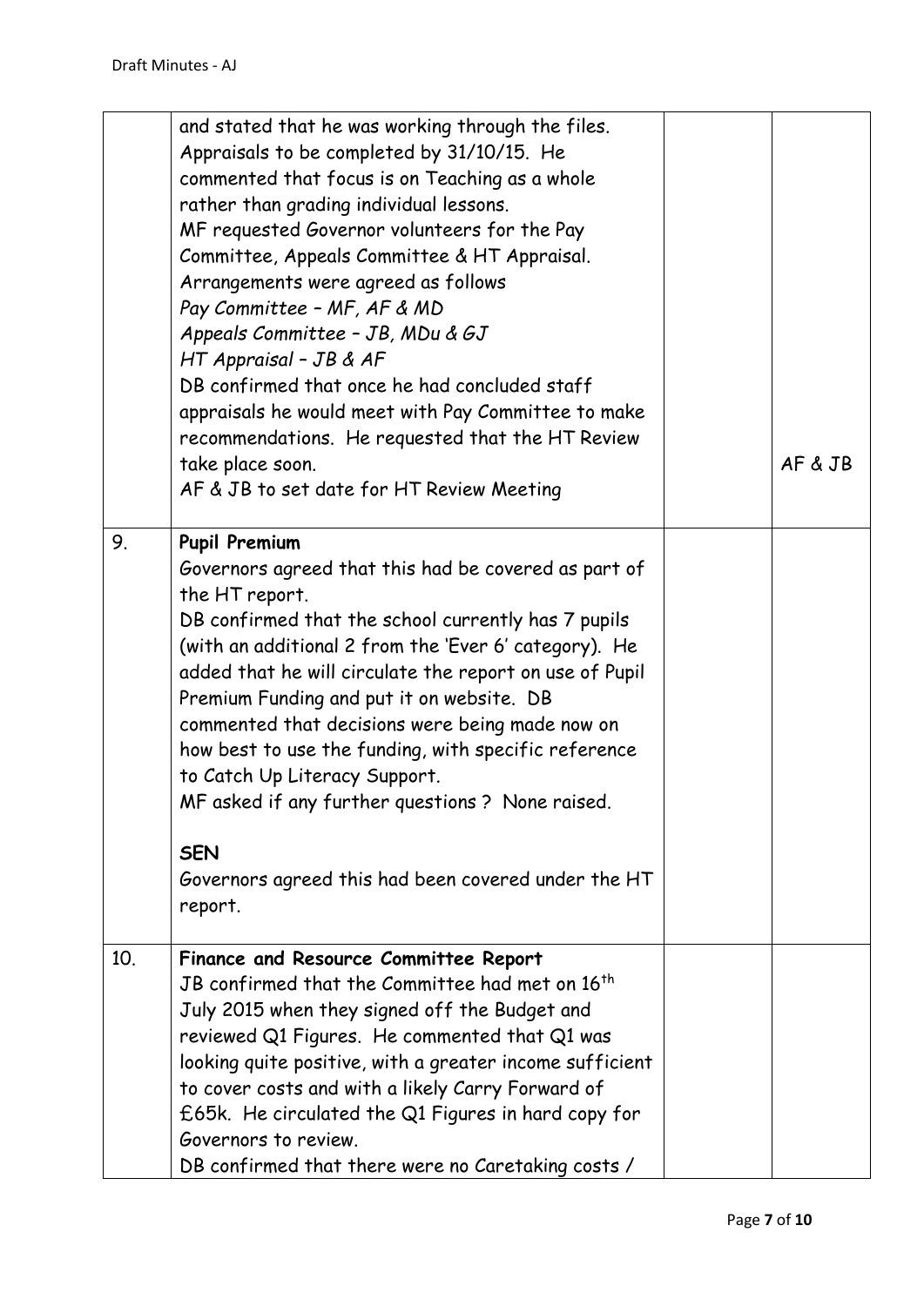| | | | |
|---|---|---|---|
| | and stated that he was working through the files. Appraisals to be completed by 31/10/15. He commented that focus is on Teaching as a whole rather than grading individual lessons.<br>MF requested Governor volunteers for the Pay Committee, Appeals Committee & HT Appraisal. Arrangements were agreed as follows<br>*Pay Committee – MF, AF & MD*<br>*Appeals Committee – JB, MDu & GJ*<br>*HT Appraisal – JB & AF*<br>DB confirmed that once he had concluded staff appraisals he would meet with Pay Committee to make recommendations. He requested that the HT Review take place soon.<br>AF & JB to set date for HT Review Meeting | | AF & JB |
| 9. | **Pupil Premium**<br>Governors agreed that this had be covered as part of the HT report.<br>DB confirmed that the school currently has 7 pupils (with an additional 2 from the 'Ever 6' category). He added that he will circulate the report on use of Pupil Premium Funding and put it on website. DB commented that decisions were being made now on how best to use the funding, with specific reference to Catch Up Literacy Support.<br>MF asked if any further questions ? None raised.<br><br>**SEN**<br>Governors agreed this had been covered under the HT report. | | |
| 10. | **Finance and Resource Committee Report**<br>JB confirmed that the Committee had met on 16th July 2015 when they signed off the Budget and reviewed Q1 Figures. He commented that Q1 was looking quite positive, with a greater income sufficient to cover costs and with a likely Carry Forward of £65k. He circulated the Q1 Figures in hard copy for Governors to review.<br>DB confirmed that there were no Caretaking costs / | | |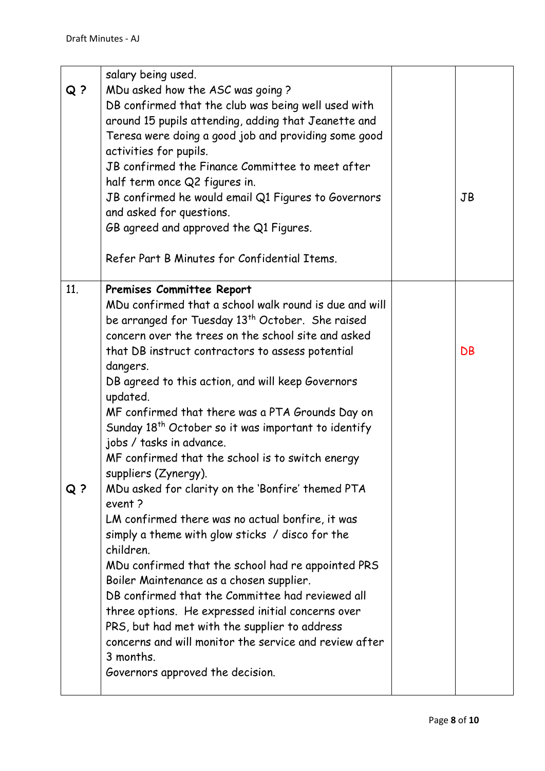| | | | |
|---|---|---|---|
| Q ? | salary being used.<br>MDu asked how the ASC was going ?<br>DB confirmed that the club was being well used with around 15 pupils attending, adding that Jeanette and Teresa were doing a good job and providing some good activities for pupils.<br>JB confirmed the Finance Committee to meet after half term once Q2 figures in.<br>JB confirmed he would email Q1 Figures to Governors and asked for questions.<br>GB agreed and approved the Q1 Figures.<br><br>Refer Part B Minutes for Confidential Items. | | JB |
| 11.<br><br><br><br><br><br><br><br><br><br><br><br><br>Q ? | **Premises Committee Report**<br>MDu confirmed that a school walk round is due and will be arranged for Tuesday 13th October. She raised concern over the trees on the school site and asked that DB instruct contractors to assess potential dangers.<br>DB agreed to this action, and will keep Governors updated.<br>MF confirmed that there was a PTA Grounds Day on Sunday 18th October so it was important to identify jobs / tasks in advance.<br>MF confirmed that the school is to switch energy suppliers (Zynergy).<br>MDu asked for clarity on the 'Bonfire' themed PTA event ?<br>LM confirmed there was no actual bonfire, it was simply a theme with glow sticks / disco for the children.<br>MDu confirmed that the school had re appointed PRS Boiler Maintenance as a chosen supplier.<br>DB confirmed that the Committee had reviewed all three options. He expressed initial concerns over PRS, but had met with the supplier to address concerns and will monitor the service and review after 3 months.<br>Governors approved the decision. | | DB |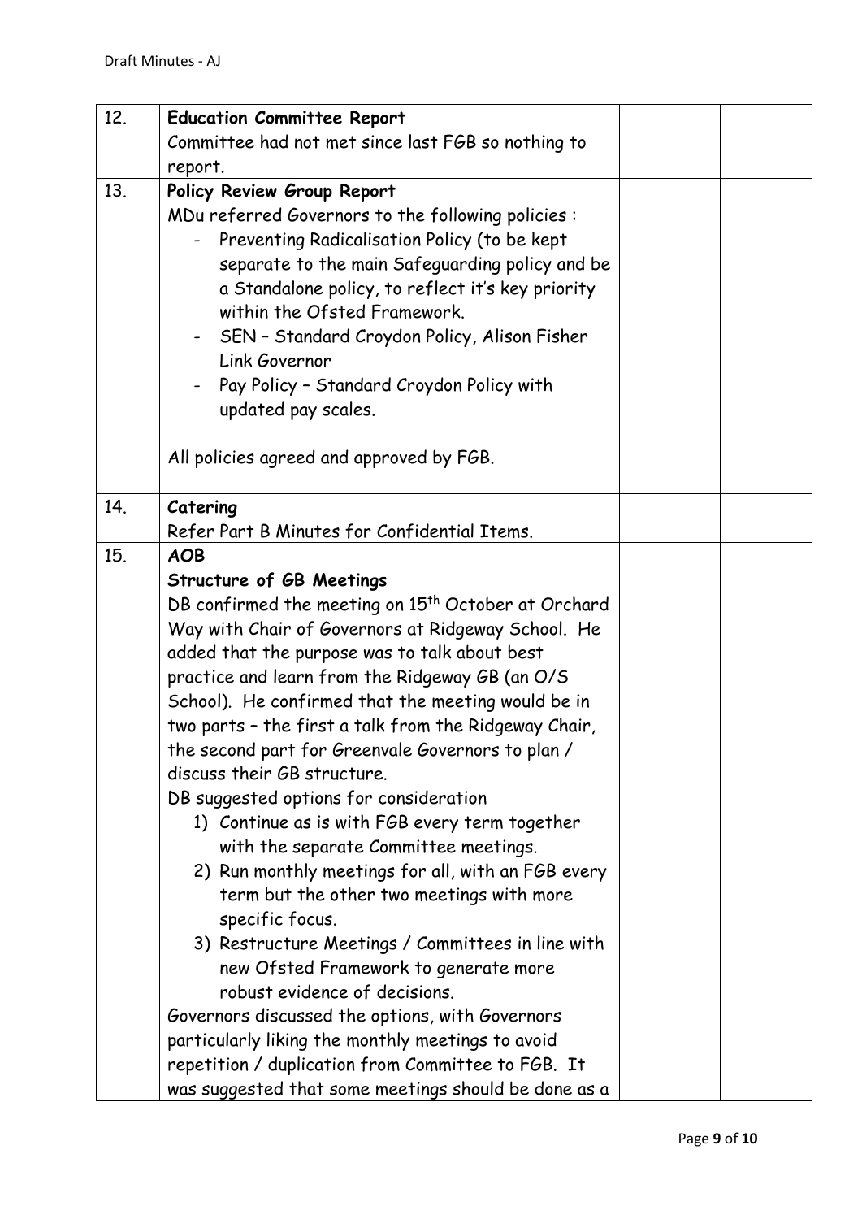Draft Minutes - AJ

| | | | |
|---|---|---|---|
| 12. | **Education Committee Report**<br>Committee had not met since last FGB so nothing to report. | | |
| 13. | **Policy Review Group Report**<br>MDu referred Governors to the following policies :<br>- Preventing Radicalisation Policy (to be kept separate to the main Safeguarding policy and be a Standalone policy, to reflect it's key priority within the Ofsted Framework.<br>- SEN – Standard Croydon Policy, Alison Fisher Link Governor<br>- Pay Policy – Standard Croydon Policy with updated pay scales.<br><br>All policies agreed and approved by FGB. | | |
| 14. | **Catering**<br>Refer Part B Minutes for Confidential Items. | | |
| 15. | **AOB**<br>**Structure of GB Meetings**<br>DB confirmed the meeting on 15th October at Orchard Way with Chair of Governors at Ridgeway School. He added that the purpose was to talk about best practice and learn from the Ridgeway GB (an O/S School). He confirmed that the meeting would be in two parts – the first a talk from the Ridgeway Chair, the second part for Greenvale Governors to plan / discuss their GB structure.<br>DB suggested options for consideration<br>1) Continue as is with FGB every term together with the separate Committee meetings.<br>2) Run monthly meetings for all, with an FGB every term but the other two meetings with more specific focus.<br>3) Restructure Meetings / Committees in line with new Ofsted Framework to generate more robust evidence of decisions.<br>Governors discussed the options, with Governors particularly liking the monthly meetings to avoid repetition / duplication from Committee to FGB. It was suggested that some meetings should be done as a | | |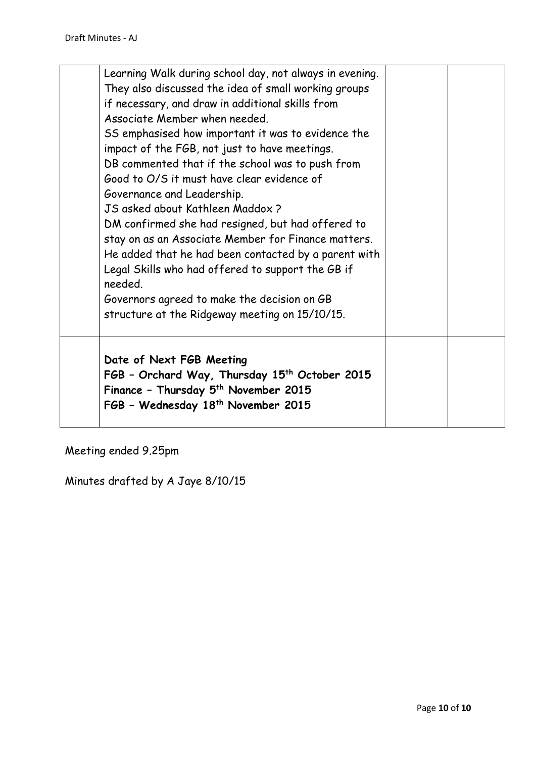| | | | |
|---|---|---|---|
| | Learning Walk during school day, not always in evening. They also discussed the idea of small working groups if necessary, and draw in additional skills from Associate Member when needed.<br>SS emphasised how important it was to evidence the impact of the FGB, not just to have meetings.<br>DB commented that if the school was to push from Good to O/S it must have clear evidence of Governance and Leadership.<br>JS asked about Kathleen Maddox ?<br>DM confirmed she had resigned, but had offered to stay on as an Associate Member for Finance matters. He added that he had been contacted by a parent with Legal Skills who had offered to support the GB if needed.<br>Governors agreed to make the decision on GB structure at the Ridgeway meeting on 15/10/15. | | |
| | **Date of Next FGB Meeting**<br>**FGB – Orchard Way, Thursday 15th October 2015**<br>**Finance – Thursday 5th November 2015**<br>**FGB – Wednesday 18th November 2015** | | |

Meeting ended 9.25pm

Minutes drafted by A Jaye 8/10/15